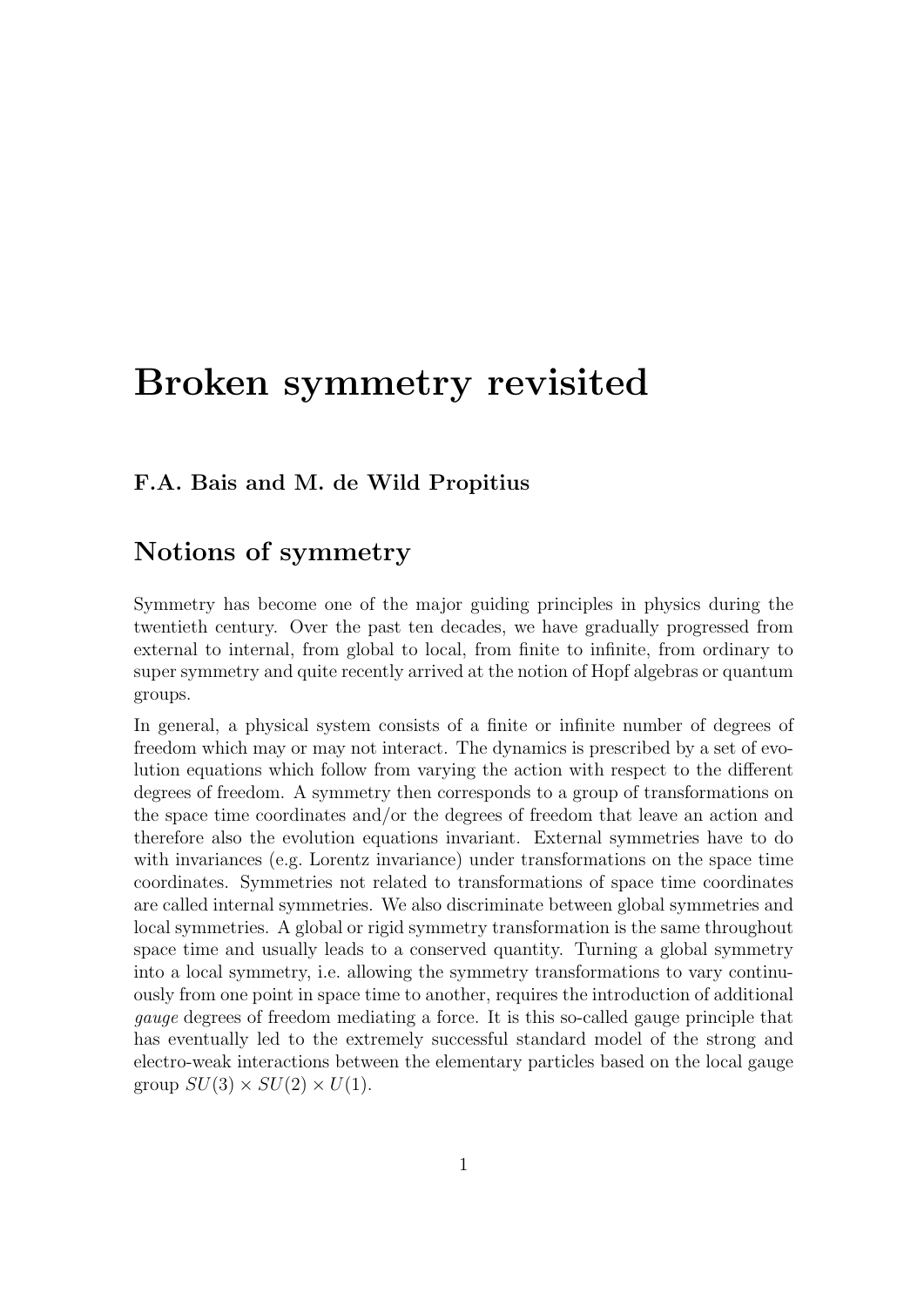# Broken symmetry revisited

**F.A. Bais and M. de Wild Propitius**

## Notions of symmetry

Symmetry has become one of the major guiding principles in physics during the twentieth century. Over the past ten decades, we have gradually progressed from external to internal, from global to local, from finite to infinite, from ordinary to super symmetry and quite recently arrived at the notion of Hopf algebras or quantum groups.

In general, a physical system consists of a finite or infinite number of degrees of freedom which may or may not interact. The dynamics is prescribed by a set of evolution equations which follow from varying the action with respect to the different degrees of freedom. A symmetry then corresponds to a group of transformations on the space time coordinates and/or the degrees of freedom that leave an action and therefore also the evolution equations invariant. External symmetries have to do with invariances (e.g. Lorentz invariance) under transformations on the space time coordinates. Symmetries not related to transformations of space time coordinates are called internal symmetries. We also discriminate between global symmetries and local symmetries. A global or rigid symmetry transformation is the same throughout space time and usually leads to a conserved quantity. Turning a global symmetry into a local symmetry, i.e. allowing the symmetry transformations to vary continuously from one point in space time to another, requires the introduction of additional *gauge* degrees of freedom mediating a force. It is this so-called gauge principle that has eventually led to the extremely successful standard model of the strong and electro-weak interactions between the elementary particles based on the local gauge group $SU(3) \times SU(2) \times U(1)$.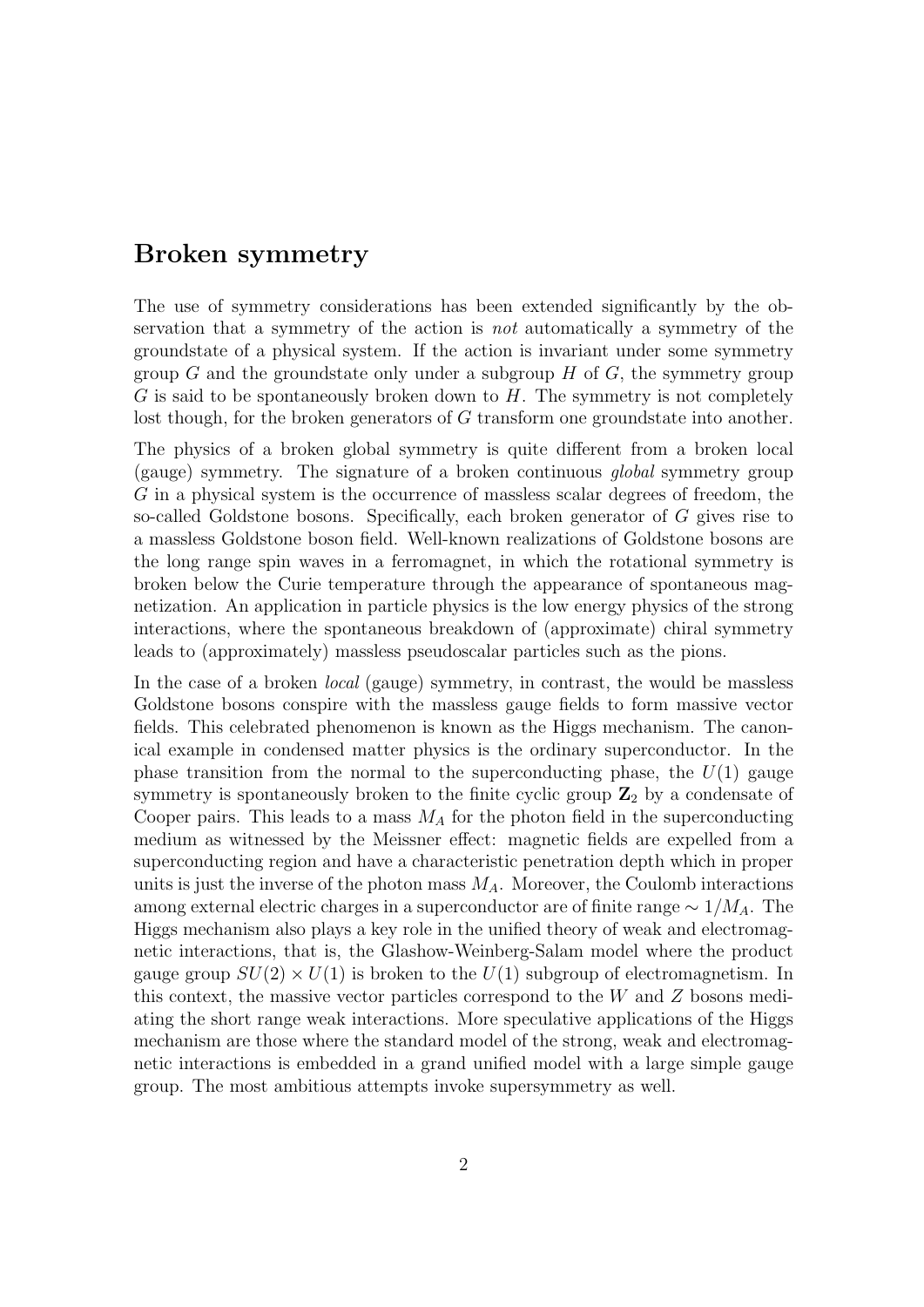## Broken symmetry

The use of symmetry considerations has been extended significantly by the observation that a symmetry of the action is *not* automatically a symmetry of the groundstate of a physical system. If the action is invariant under some symmetry group $G$ and the groundstate only under a subgroup $H$ of $G$, the symmetry group $G$ is said to be spontaneously broken down to $H$. The symmetry is not completely lost though, for the broken generators of $G$ transform one groundstate into another.

The physics of a broken global symmetry is quite different from a broken local (gauge) symmetry. The signature of a broken continuous *global* symmetry group $G$ in a physical system is the occurrence of massless scalar degrees of freedom, the so-called Goldstone bosons. Specifically, each broken generator of $G$ gives rise to a massless Goldstone boson field. Well-known realizations of Goldstone bosons are the long range spin waves in a ferromagnet, in which the rotational symmetry is broken below the Curie temperature through the appearance of spontaneous magnetization. An application in particle physics is the low energy physics of the strong interactions, where the spontaneous breakdown of (approximate) chiral symmetry leads to (approximately) massless pseudoscalar particles such as the pions.

In the case of a broken *local* (gauge) symmetry, in contrast, the would be massless Goldstone bosons conspire with the massless gauge fields to form massive vector fields. This celebrated phenomenon is known as the Higgs mechanism. The canonical example in condensed matter physics is the ordinary superconductor. In the phase transition from the normal to the superconducting phase, the $U(1)$ gauge symmetry is spontaneously broken to the finite cyclic group $\mathbf{Z}_2$ by a condensate of Cooper pairs. This leads to a mass $M_A$ for the photon field in the superconducting medium as witnessed by the Meissner effect: magnetic fields are expelled from a superconducting region and have a characteristic penetration depth which in proper units is just the inverse of the photon mass $M_A$. Moreover, the Coulomb interactions among external electric charges in a superconductor are of finite range $\sim 1/M_A$. The Higgs mechanism also plays a key role in the unified theory of weak and electromagnetic interactions, that is, the Glashow-Weinberg-Salam model where the product gauge group $SU(2) \times U(1)$ is broken to the $U(1)$ subgroup of electromagnetism. In this context, the massive vector particles correspond to the $W$ and $Z$ bosons mediating the short range weak interactions. More speculative applications of the Higgs mechanism are those where the standard model of the strong, weak and electromagnetic interactions is embedded in a grand unified model with a large simple gauge group. The most ambitious attempts invoke supersymmetry as well.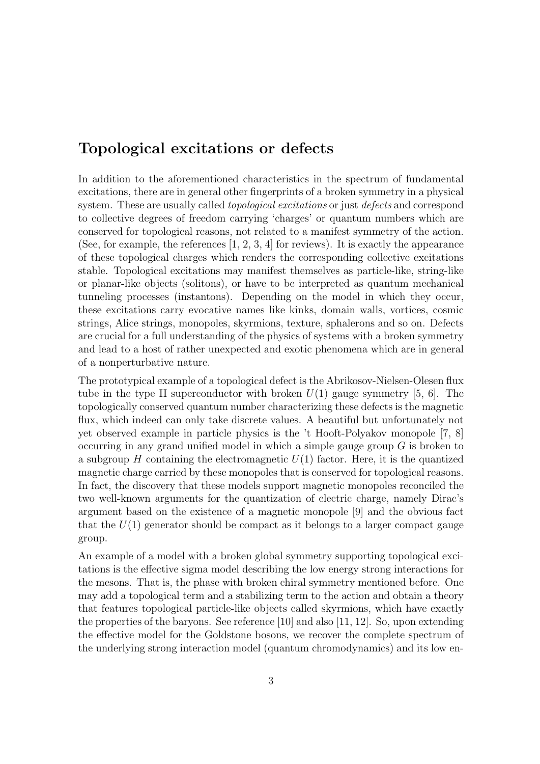## Topological excitations or defects

In addition to the aforementioned characteristics in the spectrum of fundamental excitations, there are in general other fingerprints of a broken symmetry in a physical system. These are usually called *topological excitations* or just *defects* and correspond to collective degrees of freedom carrying 'charges' or quantum numbers which are conserved for topological reasons, not related to a manifest symmetry of the action. (See, for example, the references [1, 2, 3, 4] for reviews). It is exactly the appearance of these topological charges which renders the corresponding collective excitations stable. Topological excitations may manifest themselves as particle-like, string-like or planar-like objects (solitons), or have to be interpreted as quantum mechanical tunneling processes (instantons). Depending on the model in which they occur, these excitations carry evocative names like kinks, domain walls, vortices, cosmic strings, Alice strings, monopoles, skyrmions, texture, sphalerons and so on. Defects are crucial for a full understanding of the physics of systems with a broken symmetry and lead to a host of rather unexpected and exotic phenomena which are in general of a nonperturbative nature.

The prototypical example of a topological defect is the Abrikosov-Nielsen-Olesen flux tube in the type II superconductor with broken $U(1)$ gauge symmetry [5, 6]. The topologically conserved quantum number characterizing these defects is the magnetic flux, which indeed can only take discrete values. A beautiful but unfortunately not yet observed example in particle physics is the 't Hooft-Polyakov monopole [7, 8] occurring in any grand unified model in which a simple gauge group $G$ is broken to a subgroup $H$ containing the electromagnetic $U(1)$ factor. Here, it is the quantized magnetic charge carried by these monopoles that is conserved for topological reasons. In fact, the discovery that these models support magnetic monopoles reconciled the two well-known arguments for the quantization of electric charge, namely Dirac's argument based on the existence of a magnetic monopole [9] and the obvious fact that the $U(1)$ generator should be compact as it belongs to a larger compact gauge group.

An example of a model with a broken global symmetry supporting topological excitations is the effective sigma model describing the low energy strong interactions for the mesons. That is, the phase with broken chiral symmetry mentioned before. One may add a topological term and a stabilizing term to the action and obtain a theory that features topological particle-like objects called skyrmions, which have exactly the properties of the baryons. See reference [10] and also [11, 12]. So, upon extending the effective model for the Goldstone bosons, we recover the complete spectrum of the underlying strong interaction model (quantum chromodynamics) and its low en-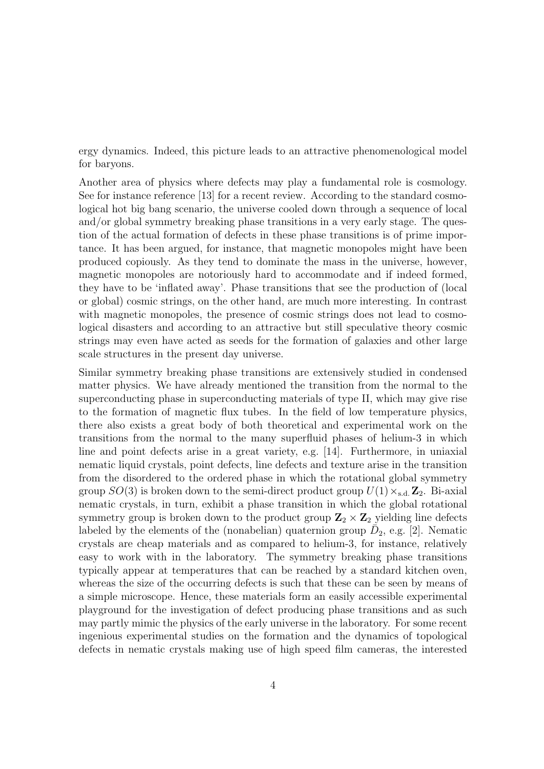ergy dynamics. Indeed, this picture leads to an attractive phenomenological model for baryons.

Another area of physics where defects may play a fundamental role is cosmology. See for instance reference [13] for a recent review. According to the standard cosmological hot big bang scenario, the universe cooled down through a sequence of local and/or global symmetry breaking phase transitions in a very early stage. The question of the actual formation of defects in these phase transitions is of prime importance. It has been argued, for instance, that magnetic monopoles might have been produced copiously. As they tend to dominate the mass in the universe, however, magnetic monopoles are notoriously hard to accommodate and if indeed formed, they have to be 'inflated away'. Phase transitions that see the production of (local or global) cosmic strings, on the other hand, are much more interesting. In contrast with magnetic monopoles, the presence of cosmic strings does not lead to cosmological disasters and according to an attractive but still speculative theory cosmic strings may even have acted as seeds for the formation of galaxies and other large scale structures in the present day universe.

Similar symmetry breaking phase transitions are extensively studied in condensed matter physics. We have already mentioned the transition from the normal to the superconducting phase in superconducting materials of type II, which may give rise to the formation of magnetic flux tubes. In the field of low temperature physics, there also exists a great body of both theoretical and experimental work on the transitions from the normal to the many superfluid phases of helium-3 in which line and point defects arise in a great variety, e.g. [14]. Furthermore, in uniaxial nematic liquid crystals, point defects, line defects and texture arise in the transition from the disordered to the ordered phase in which the rotational global symmetry group $SO(3)$ is broken down to the semi-direct product group $U(1) \times_{\text{s.d.}} \mathbf{Z}_2$. Bi-axial nematic crystals, in turn, exhibit a phase transition in which the global rotational symmetry group is broken down to the product group $\mathbf{Z}_2 \times \mathbf{Z}_2$ yielding line defects labeled by the elements of the (nonabelian) quaternion group $\bar{D}_2$, e.g. [2]. Nematic crystals are cheap materials and as compared to helium-3, for instance, relatively easy to work with in the laboratory. The symmetry breaking phase transitions typically appear at temperatures that can be reached by a standard kitchen oven, whereas the size of the occurring defects is such that these can be seen by means of a simple microscope. Hence, these materials form an easily accessible experimental playground for the investigation of defect producing phase transitions and as such may partly mimic the physics of the early universe in the laboratory. For some recent ingenious experimental studies on the formation and the dynamics of topological defects in nematic crystals making use of high speed film cameras, the interested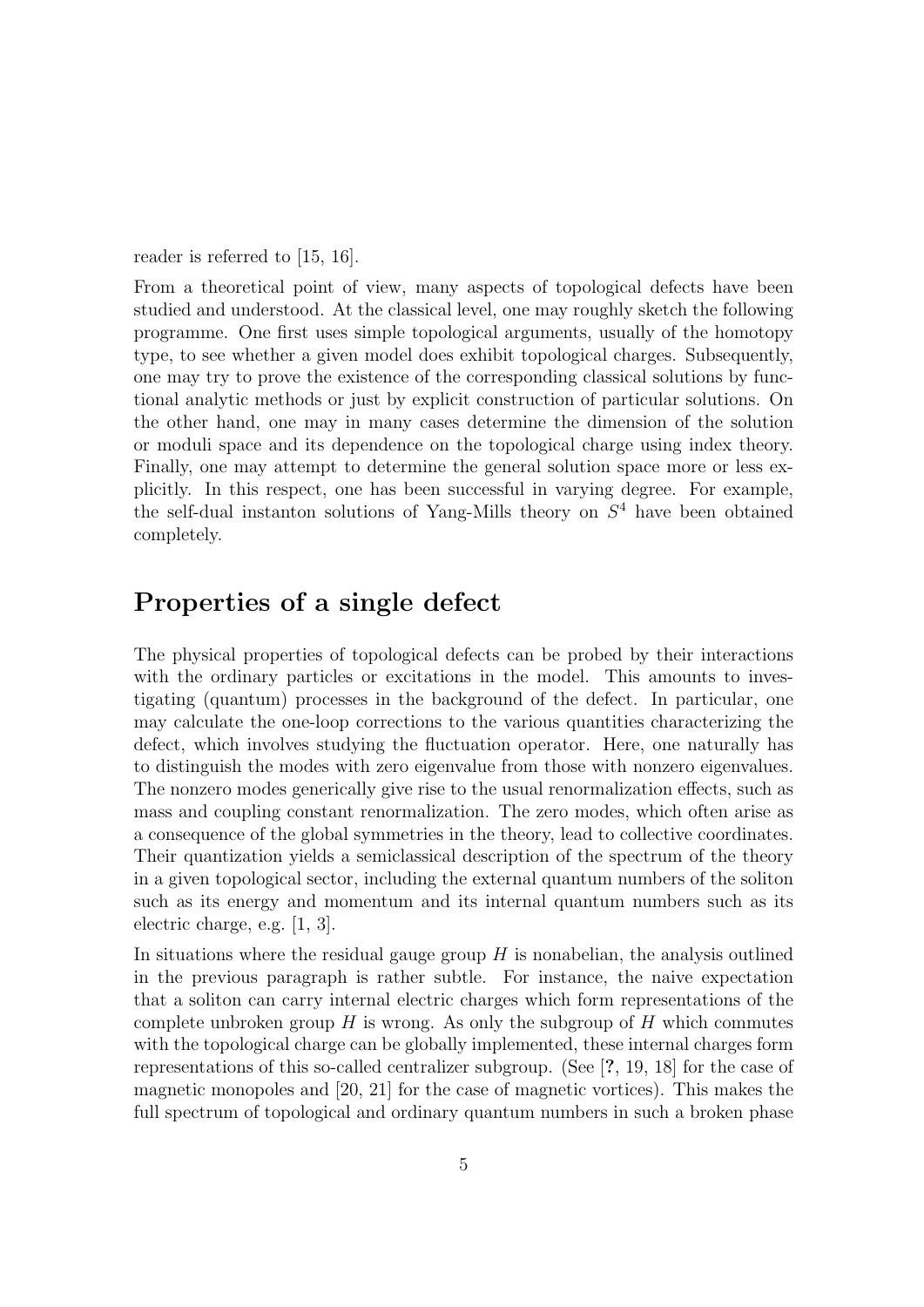reader is referred to [15, 16].

From a theoretical point of view, many aspects of topological defects have been studied and understood. At the classical level, one may roughly sketch the following programme. One first uses simple topological arguments, usually of the homotopy type, to see whether a given model does exhibit topological charges. Subsequently, one may try to prove the existence of the corresponding classical solutions by functional analytic methods or just by explicit construction of particular solutions. On the other hand, one may in many cases determine the dimension of the solution or moduli space and its dependence on the topological charge using index theory. Finally, one may attempt to determine the general solution space more or less explicitly. In this respect, one has been successful in varying degree. For example, the self-dual instanton solutions of Yang-Mills theory on $S^4$ have been obtained completely.

## Properties of a single defect

The physical properties of topological defects can be probed by their interactions with the ordinary particles or excitations in the model. This amounts to investigating (quantum) processes in the background of the defect. In particular, one may calculate the one-loop corrections to the various quantities characterizing the defect, which involves studying the fluctuation operator. Here, one naturally has to distinguish the modes with zero eigenvalue from those with nonzero eigenvalues. The nonzero modes generically give rise to the usual renormalization effects, such as mass and coupling constant renormalization. The zero modes, which often arise as a consequence of the global symmetries in the theory, lead to collective coordinates. Their quantization yields a semiclassical description of the spectrum of the theory in a given topological sector, including the external quantum numbers of the soliton such as its energy and momentum and its internal quantum numbers such as its electric charge, e.g. [1, 3].

In situations where the residual gauge group $H$ is nonabelian, the analysis outlined in the previous paragraph is rather subtle. For instance, the naive expectation that a soliton can carry internal electric charges which form representations of the complete unbroken group $H$ is wrong. As only the subgroup of $H$ which commutes with the topological charge can be globally implemented, these internal charges form representations of this so-called centralizer subgroup. (See [**?**, 19, 18] for the case of magnetic monopoles and [20, 21] for the case of magnetic vortices). This makes the full spectrum of topological and ordinary quantum numbers in such a broken phase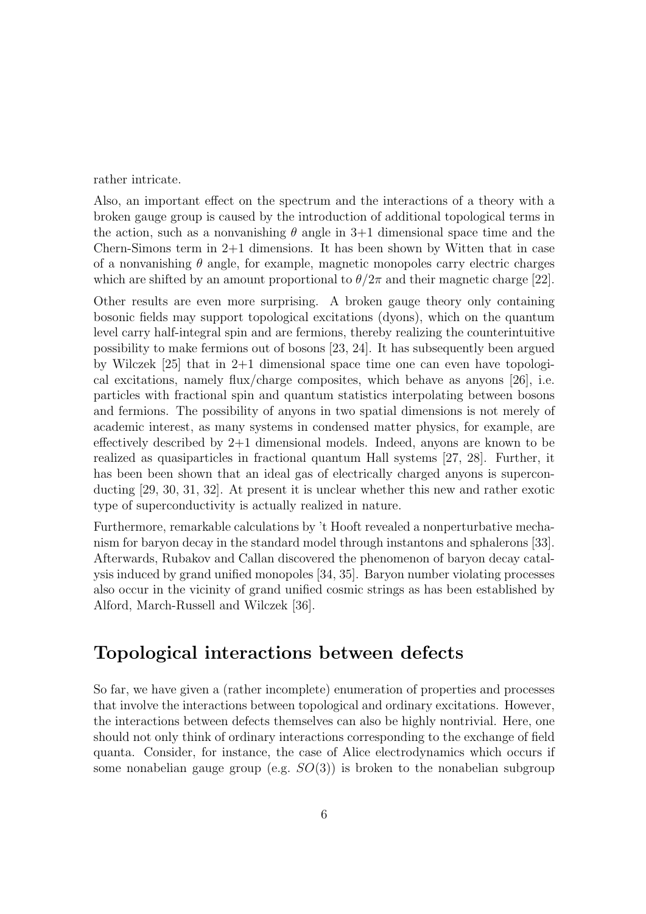rather intricate.

Also, an important effect on the spectrum and the interactions of a theory with a broken gauge group is caused by the introduction of additional topological terms in the action, such as a nonvanishing $\theta$ angle in 3+1 dimensional space time and the Chern-Simons term in 2+1 dimensions. It has been shown by Witten that in case of a nonvanishing $\theta$ angle, for example, magnetic monopoles carry electric charges which are shifted by an amount proportional to $\theta/2\pi$ and their magnetic charge [22].

Other results are even more surprising. A broken gauge theory only containing bosonic fields may support topological excitations (dyons), which on the quantum level carry half-integral spin and are fermions, thereby realizing the counterintuitive possibility to make fermions out of bosons [23, 24]. It has subsequently been argued by Wilczek [25] that in 2+1 dimensional space time one can even have topological excitations, namely flux/charge composites, which behave as anyons [26], i.e. particles with fractional spin and quantum statistics interpolating between bosons and fermions. The possibility of anyons in two spatial dimensions is not merely of academic interest, as many systems in condensed matter physics, for example, are effectively described by 2+1 dimensional models. Indeed, anyons are known to be realized as quasiparticles in fractional quantum Hall systems [27, 28]. Further, it has been been shown that an ideal gas of electrically charged anyons is superconducting [29, 30, 31, 32]. At present it is unclear whether this new and rather exotic type of superconductivity is actually realized in nature.

Furthermore, remarkable calculations by 't Hooft revealed a nonperturbative mechanism for baryon decay in the standard model through instantons and sphalerons [33]. Afterwards, Rubakov and Callan discovered the phenomenon of baryon decay catalysis induced by grand unified monopoles [34, 35]. Baryon number violating processes also occur in the vicinity of grand unified cosmic strings as has been established by Alford, March-Russell and Wilczek [36].

## Topological interactions between defects

So far, we have given a (rather incomplete) enumeration of properties and processes that involve the interactions between topological and ordinary excitations. However, the interactions between defects themselves can also be highly nontrivial. Here, one should not only think of ordinary interactions corresponding to the exchange of field quanta. Consider, for instance, the case of Alice electrodynamics which occurs if some nonabelian gauge group (e.g. $SO(3)$) is broken to the nonabelian subgroup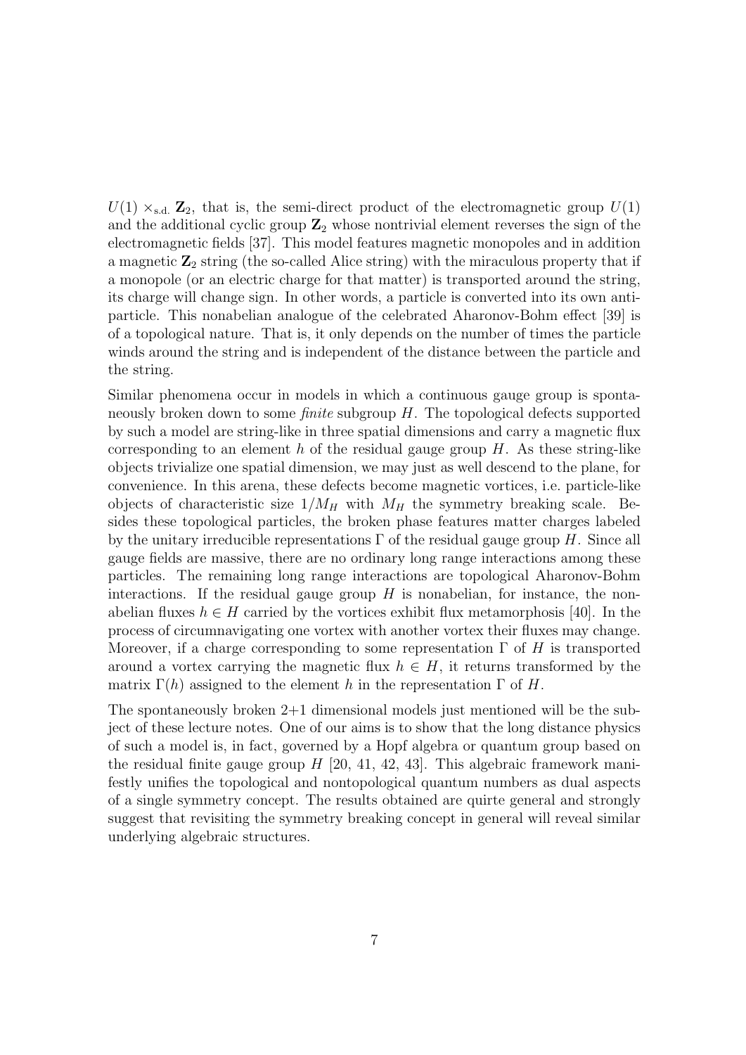$U(1) \times_{\text{s.d.}} \mathbf{Z}_2$, that is, the semi-direct product of the electromagnetic group $U(1)$ and the additional cyclic group $\mathbf{Z}_2$ whose nontrivial element reverses the sign of the electromagnetic fields [37]. This model features magnetic monopoles and in addition a magnetic $\mathbf{Z}_2$ string (the so-called Alice string) with the miraculous property that if a monopole (or an electric charge for that matter) is transported around the string, its charge will change sign. In other words, a particle is converted into its own anti-particle. This nonabelian analogue of the celebrated Aharonov-Bohm effect [39] is of a topological nature. That is, it only depends on the number of times the particle winds around the string and is independent of the distance between the particle and the string.

Similar phenomena occur in models in which a continuous gauge group is spontaneously broken down to some *finite* subgroup $H$. The topological defects supported by such a model are string-like in three spatial dimensions and carry a magnetic flux corresponding to an element $h$ of the residual gauge group $H$. As these string-like objects trivialize one spatial dimension, we may just as well descend to the plane, for convenience. In this arena, these defects become magnetic vortices, i.e. particle-like objects of characteristic size $1/M_H$ with $M_H$ the symmetry breaking scale. Besides these topological particles, the broken phase features matter charges labeled by the unitary irreducible representations $\Gamma$ of the residual gauge group $H$. Since all gauge fields are massive, there are no ordinary long range interactions among these particles. The remaining long range interactions are topological Aharonov-Bohm interactions. If the residual gauge group $H$ is nonabelian, for instance, the nonabelian fluxes $h \in H$ carried by the vortices exhibit flux metamorphosis [40]. In the process of circumnavigating one vortex with another vortex their fluxes may change. Moreover, if a charge corresponding to some representation $\Gamma$ of $H$ is transported around a vortex carrying the magnetic flux $h \in H$, it returns transformed by the matrix $\Gamma(h)$ assigned to the element $h$ in the representation $\Gamma$ of $H$.

The spontaneously broken 2+1 dimensional models just mentioned will be the subject of these lecture notes. One of our aims is to show that the long distance physics of such a model is, in fact, governed by a Hopf algebra or quantum group based on the residual finite gauge group $H$ [20, 41, 42, 43]. This algebraic framework manifestly unifies the topological and nontopological quantum numbers as dual aspects of a single symmetry concept. The results obtained are quirte general and strongly suggest that revisiting the symmetry breaking concept in general will reveal similar underlying algebraic structures.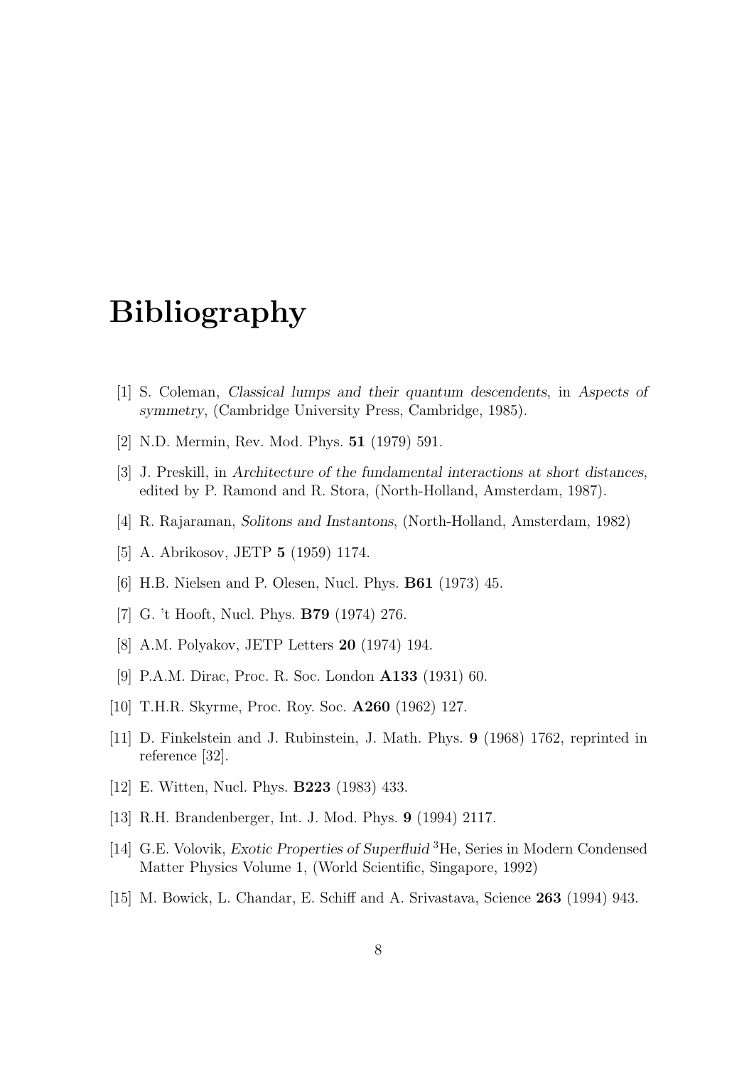# Bibliography

[1] S. Coleman, *Classical lumps and their quantum descendents*, in *Aspects of symmetry*, (Cambridge University Press, Cambridge, 1985).

[2] N.D. Mermin, Rev. Mod. Phys. **51** (1979) 591.

[3] J. Preskill, in *Architecture of the fundamental interactions at short distances*, edited by P. Ramond and R. Stora, (North-Holland, Amsterdam, 1987).

[4] R. Rajaraman, *Solitons and Instantons*, (North-Holland, Amsterdam, 1982)

[5] A. Abrikosov, JETP **5** (1959) 1174.

[6] H.B. Nielsen and P. Olesen, Nucl. Phys. **B61** (1973) 45.

[7] G. 't Hooft, Nucl. Phys. **B79** (1974) 276.

[8] A.M. Polyakov, JETP Letters **20** (1974) 194.

[9] P.A.M. Dirac, Proc. R. Soc. London **A133** (1931) 60.

[10] T.H.R. Skyrme, Proc. Roy. Soc. **A260** (1962) 127.

[11] D. Finkelstein and J. Rubinstein, J. Math. Phys. **9** (1968) 1762, reprinted in reference [32].

[12] E. Witten, Nucl. Phys. **B223** (1983) 433.

[13] R.H. Brandenberger, Int. J. Mod. Phys. **9** (1994) 2117.

[14] G.E. Volovik, *Exotic Properties of Superfluid* $^3$He, Series in Modern Condensed Matter Physics Volume 1, (World Scientific, Singapore, 1992)

[15] M. Bowick, L. Chandar, E. Schiff and A. Srivastava, Science **263** (1994) 943.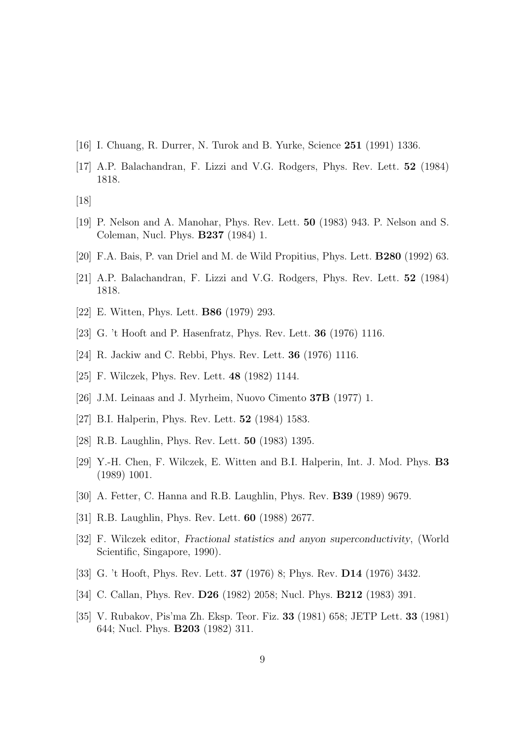[16] I. Chuang, R. Durrer, N. Turok and B. Yurke, Science **251** (1991) 1336.

[17] A.P. Balachandran, F. Lizzi and V.G. Rodgers, Phys. Rev. Lett. **52** (1984) 1818.

[18]

[19] P. Nelson and A. Manohar, Phys. Rev. Lett. **50** (1983) 943. P. Nelson and S. Coleman, Nucl. Phys. **B237** (1984) 1.

[20] F.A. Bais, P. van Driel and M. de Wild Propitius, Phys. Lett. **B280** (1992) 63.

[21] A.P. Balachandran, F. Lizzi and V.G. Rodgers, Phys. Rev. Lett. **52** (1984) 1818.

[22] E. Witten, Phys. Lett. **B86** (1979) 293.

[23] G. 't Hooft and P. Hasenfratz, Phys. Rev. Lett. **36** (1976) 1116.

[24] R. Jackiw and C. Rebbi, Phys. Rev. Lett. **36** (1976) 1116.

[25] F. Wilczek, Phys. Rev. Lett. **48** (1982) 1144.

[26] J.M. Leinaas and J. Myrheim, Nuovo Cimento **37B** (1977) 1.

[27] B.I. Halperin, Phys. Rev. Lett. **52** (1984) 1583.

[28] R.B. Laughlin, Phys. Rev. Lett. **50** (1983) 1395.

[29] Y.-H. Chen, F. Wilczek, E. Witten and B.I. Halperin, Int. J. Mod. Phys. **B3** (1989) 1001.

[30] A. Fetter, C. Hanna and R.B. Laughlin, Phys. Rev. **B39** (1989) 9679.

[31] R.B. Laughlin, Phys. Rev. Lett. **60** (1988) 2677.

[32] F. Wilczek editor, *Fractional statistics and anyon superconductivity*, (World Scientific, Singapore, 1990).

[33] G. 't Hooft, Phys. Rev. Lett. **37** (1976) 8; Phys. Rev. **D14** (1976) 3432.

[34] C. Callan, Phys. Rev. **D26** (1982) 2058; Nucl. Phys. **B212** (1983) 391.

[35] V. Rubakov, Pis'ma Zh. Eksp. Teor. Fiz. **33** (1981) 658; JETP Lett. **33** (1981) 644; Nucl. Phys. **B203** (1982) 311.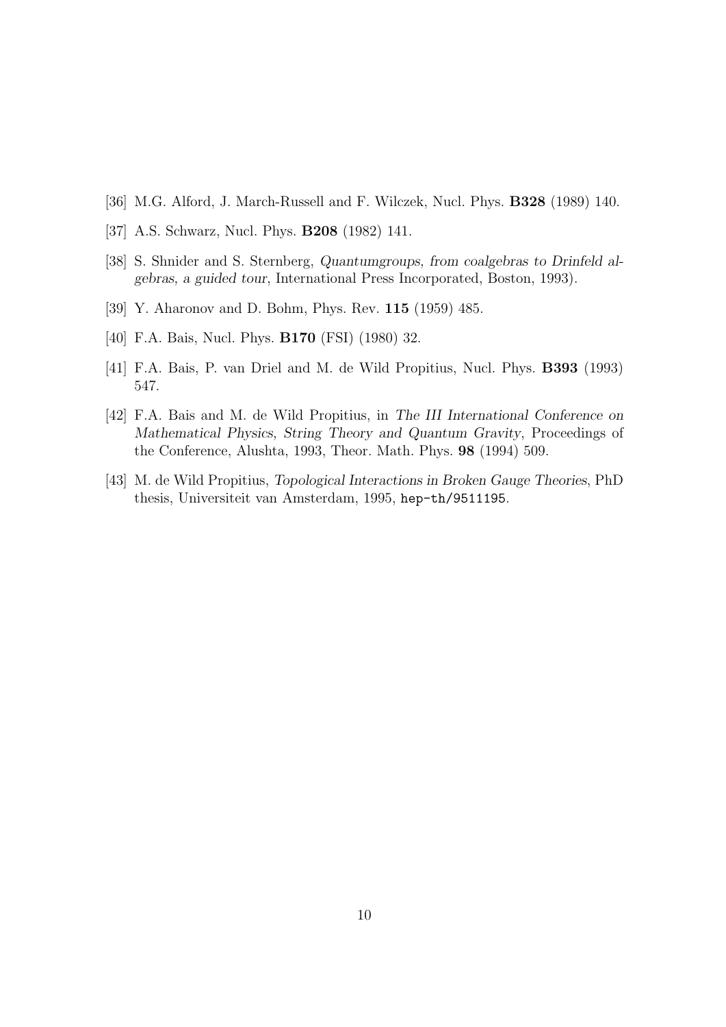[36] M.G. Alford, J. March-Russell and F. Wilczek, Nucl. Phys. **B328** (1989) 140.

[37] A.S. Schwarz, Nucl. Phys. **B208** (1982) 141.

[38] S. Shnider and S. Sternberg, *Quantumgroups, from coalgebras to Drinfeld algebras, a guided tour*, International Press Incorporated, Boston, 1993).

[39] Y. Aharonov and D. Bohm, Phys. Rev. **115** (1959) 485.

[40] F.A. Bais, Nucl. Phys. **B170** (FSI) (1980) 32.

[41] F.A. Bais, P. van Driel and M. de Wild Propitius, Nucl. Phys. **B393** (1993) 547.

[42] F.A. Bais and M. de Wild Propitius, in *The III International Conference on Mathematical Physics, String Theory and Quantum Gravity*, Proceedings of the Conference, Alushta, 1993, Theor. Math. Phys. **98** (1994) 509.

[43] M. de Wild Propitius, *Topological Interactions in Broken Gauge Theories*, PhD thesis, Universiteit van Amsterdam, 1995, `hep-th/9511195`.